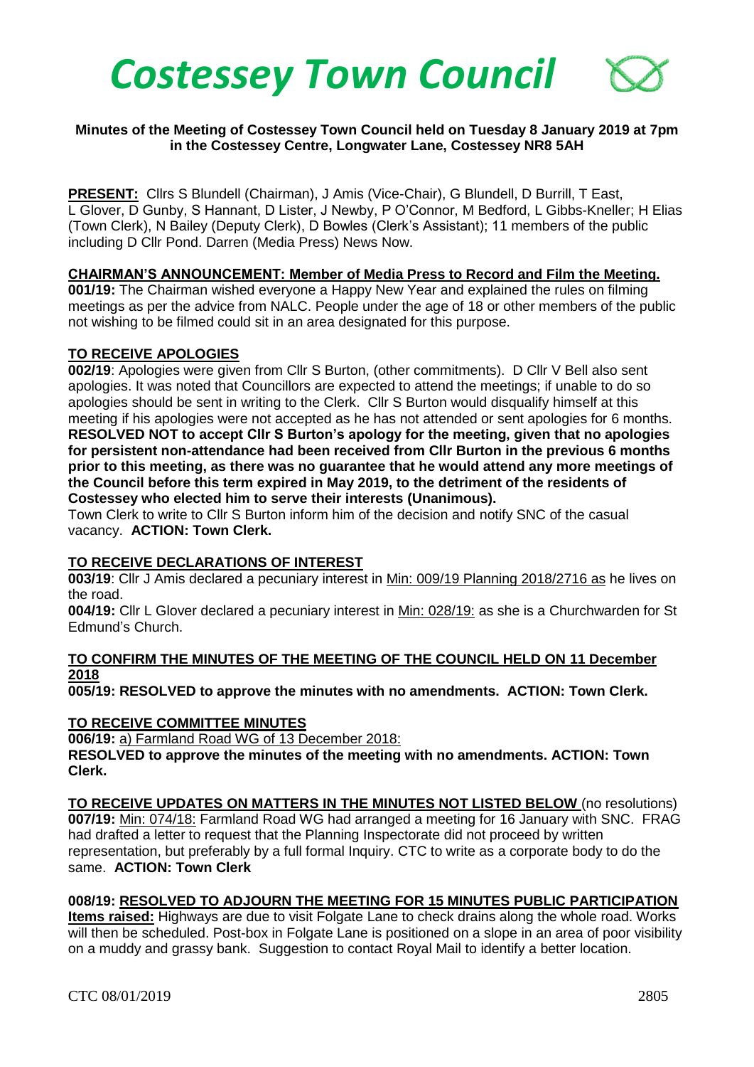# Costessey Town Council

**Minutes of the Meeting of Costessey Town Council held on Tuesday 8 January 2019 at 7pm in the Costessey Centre, Longwater Lane, Costessey NR8 5AH**

**PRESENT:** Cllrs S Blundell (Chairman), J Amis (Vice-Chair), G Blundell, D Burrill, T East, L Glover, D Gunby, S Hannant, D Lister, J Newby, P O'Connor, M Bedford, L Gibbs-Kneller; H Elias (Town Clerk), N Bailey (Deputy Clerk), D Bowles (Clerk's Assistant); 11 members of the public including D Cllr Pond. Darren (Media Press) News Now.

**CHAIRMAN'S ANNOUNCEMENT: Member of Media Press to Record and Film the Meeting.**

**001/19:** The Chairman wished everyone a Happy New Year and explained the rules on filming meetings as per the advice from NALC. People under the age of 18 or other members of the public not wishing to be filmed could sit in an area designated for this purpose.

**TO RECEIVE APOLOGIES**

**002/19**: Apologies were given from Cllr S Burton, (other commitments). D Cllr V Bell also sent apologies. It was noted that Councillors are expected to attend the meetings; if unable to do so apologies should be sent in writing to the Clerk. Cllr S Burton would disqualify himself at this meeting if his apologies were not accepted as he has not attended or sent apologies for 6 months. **RESOLVED NOT to accept Cllr S Burton's apology for the meeting, given that no apologies for persistent non-attendance had been received from Cllr Burton in the previous 6 months prior to this meeting, as there was no guarantee that he would attend any more meetings of the Council before this term expired in May 2019, to the detriment of the residents of Costessey who elected him to serve their interests (Unanimous).**

Town Clerk to write to Cllr S Burton inform him of the decision and notify SNC of the casual vacancy. **ACTION: Town Clerk.**

**TO RECEIVE DECLARATIONS OF INTEREST**

**003/19**: Cllr J Amis declared a pecuniary interest in Min: 009/19 Planning 2018/2716 as he lives on the road.

**004/19:** Cllr L Glover declared a pecuniary interest in Min: 028/19: as she is a Churchwarden for St Edmund's Church.

**TO CONFIRM THE MINUTES OF THE MEETING OF THE COUNCIL HELD ON 11 December 2018**

**005/19: RESOLVED to approve the minutes with no amendments. ACTION: Town Clerk.**

**TO RECEIVE COMMITTEE MINUTES**

**006/19:** a) Farmland Road WG of 13 December 2018:

**RESOLVED to approve the minutes of the meeting with no amendments. ACTION: Town Clerk.**

**TO RECEIVE UPDATES ON MATTERS IN THE MINUTES NOT LISTED BELOW** (no resolutions)

**007/19:** Min: 074/18: Farmland Road WG had arranged a meeting for 16 January with SNC. FRAG had drafted a letter to request that the Planning Inspectorate did not proceed by written representation, but preferably by a full formal Inquiry. CTC to write as a corporate body to do the same. **ACTION: Town Clerk**

**008/19: RESOLVED TO ADJOURN THE MEETING FOR 15 MINUTES PUBLIC PARTICIPATION**

**Items raised:** Highways are due to visit Folgate Lane to check drains along the whole road. Works will then be scheduled. Post-box in Folgate Lane is positioned on a slope in an area of poor visibility on a muddy and grassy bank. Suggestion to contact Royal Mail to identify a better location.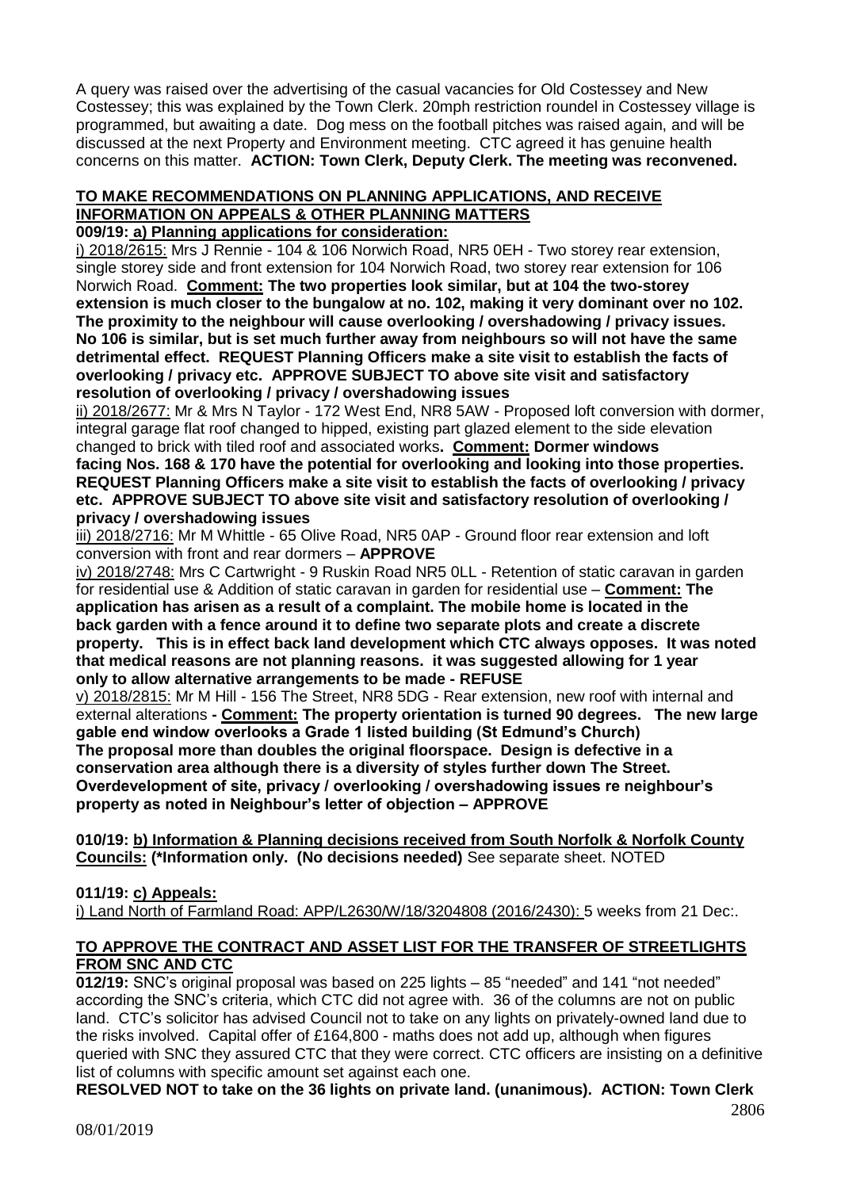A query was raised over the advertising of the casual vacancies for Old Costessey and New Costessey; this was explained by the Town Clerk. 20mph restriction roundel in Costessey village is programmed, but awaiting a date. Dog mess on the football pitches was raised again, and will be discussed at the next Property and Environment meeting. CTC agreed it has genuine health concerns on this matter. **ACTION: Town Clerk, Deputy Clerk. The meeting was reconvened.**

## TO MAKE RECOMMENDATIONS ON PLANNING APPLICATIONS, AND RECEIVE INFORMATION ON APPEALS & OTHER PLANNING MATTERS

**009/19: a) Planning applications for consideration:**

i) 2018/2615: Mrs J Rennie - 104 & 106 Norwich Road, NR5 0EH - Two storey rear extension, single storey side and front extension for 104 Norwich Road, two storey rear extension for 106 Norwich Road. **Comment: The two properties look similar, but at 104 the two-storey extension is much closer to the bungalow at no. 102, making it very dominant over no 102. The proximity to the neighbour will cause overlooking / overshadowing / privacy issues. No 106 is similar, but is set much further away from neighbours so will not have the same detrimental effect. REQUEST Planning Officers make a site visit to establish the facts of overlooking / privacy etc. APPROVE SUBJECT TO above site visit and satisfactory resolution of overlooking / privacy / overshadowing issues**

ii) 2018/2677: Mr & Mrs N Taylor - 172 West End, NR8 5AW - Proposed loft conversion with dormer, integral garage flat roof changed to hipped, existing part glazed element to the side elevation changed to brick with tiled roof and associated works**. Comment: Dormer windows facing Nos. 168 & 170 have the potential for overlooking and looking into those properties. REQUEST Planning Officers make a site visit to establish the facts of overlooking / privacy etc. APPROVE SUBJECT TO above site visit and satisfactory resolution of overlooking / privacy / overshadowing issues**

iii) 2018/2716: Mr M Whittle - 65 Olive Road, NR5 0AP - Ground floor rear extension and loft conversion with front and rear dormers – **APPROVE**

iv) 2018/2748: Mrs C Cartwright - 9 Ruskin Road NR5 0LL - Retention of static caravan in garden for residential use & Addition of static caravan in garden for residential use – **Comment: The application has arisen as a result of a complaint. The mobile home is located in the back garden with a fence around it to define two separate plots and create a discrete property. This is in effect back land development which CTC always opposes. It was noted that medical reasons are not planning reasons. it was suggested allowing for 1 year only to allow alternative arrangements to be made - REFUSE**

v) 2018/2815: Mr M Hill - 156 The Street, NR8 5DG - Rear extension, new roof with internal and external alterations **- Comment: The property orientation is turned 90 degrees. The new large gable end window overlooks a Grade 1 listed building (St Edmund's Church) The proposal more than doubles the original floorspace. Design is defective in a conservation area although there is a diversity of styles further down The Street. Overdevelopment of site, privacy / overlooking / overshadowing issues re neighbour's property as noted in Neighbour's letter of objection – APPROVE**

**010/19: b) Information & Planning decisions received from South Norfolk & Norfolk County Councils: (*Information only. (No decisions needed)** See separate sheet. NOTED

**011/19: c) Appeals:**

i) Land North of Farmland Road: APP/L2630/W/18/3204808 (2016/2430): 5 weeks from 21 Dec:.

## TO APPROVE THE CONTRACT AND ASSET LIST FOR THE TRANSFER OF STREETLIGHTS FROM SNC AND CTC

**012/19:** SNC's original proposal was based on 225 lights – 85 "needed" and 141 "not needed" according the SNC's criteria, which CTC did not agree with. 36 of the columns are not on public land. CTC's solicitor has advised Council not to take on any lights on privately-owned land due to the risks involved. Capital offer of £164,800 - maths does not add up, although when figures queried with SNC they assured CTC that they were correct. CTC officers are insisting on a definitive list of columns with specific amount set against each one.

**RESOLVED NOT to take on the 36 lights on private land. (unanimous). ACTION: Town Clerk**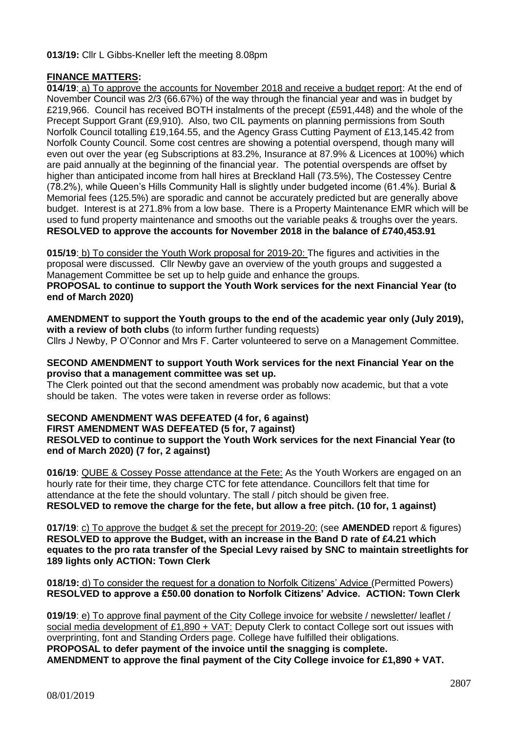**013/19:** Cllr L Gibbs-Kneller left the meeting 8.08pm

## FINANCE MATTERS:

**014/19**: a) To approve the accounts for November 2018 and receive a budget report: At the end of November Council was 2/3 (66.67%) of the way through the financial year and was in budget by £219,966. Council has received BOTH instalments of the precept (£591,448) and the whole of the Precept Support Grant (£9,910). Also, two CIL payments on planning permissions from South Norfolk Council totalling £19,164.55, and the Agency Grass Cutting Payment of £13,145.42 from Norfolk County Council. Some cost centres are showing a potential overspend, though many will even out over the year (eg Subscriptions at 83.2%, Insurance at 87.9% & Licences at 100%) which are paid annually at the beginning of the financial year. The potential overspends are offset by higher than anticipated income from hall hires at Breckland Hall (73.5%), The Costessey Centre (78.2%), while Queen's Hills Community Hall is slightly under budgeted income (61.4%). Burial & Memorial fees (125.5%) are sporadic and cannot be accurately predicted but are generally above budget. Interest is at 271.8% from a low base. There is a Property Maintenance EMR which will be used to fund property maintenance and smooths out the variable peaks & troughs over the years.
**RESOLVED to approve the accounts for November 2018 in the balance of £740,453.91**

**015/19**: b) To consider the Youth Work proposal for 2019-20: The figures and activities in the proposal were discussed. Cllr Newby gave an overview of the youth groups and suggested a Management Committee be set up to help guide and enhance the groups.
**PROPOSAL to continue to support the Youth Work services for the next Financial Year (to end of March 2020)**

**AMENDMENT to support the Youth groups to the end of the academic year only (July 2019), with a review of both clubs** (to inform further funding requests)
Cllrs J Newby, P O'Connor and Mrs F. Carter volunteered to serve on a Management Committee.

**SECOND AMENDMENT to support Youth Work services for the next Financial Year on the proviso that a management committee was set up.**
The Clerk pointed out that the second amendment was probably now academic, but that a vote should be taken. The votes were taken in reverse order as follows:

**SECOND AMENDMENT WAS DEFEATED (4 for, 6 against)**
**FIRST AMENDMENT WAS DEFEATED (5 for, 7 against)**
**RESOLVED to continue to support the Youth Work services for the next Financial Year (to end of March 2020) (7 for, 2 against)**

**016/19**: QUBE & Cossey Posse attendance at the Fete: As the Youth Workers are engaged on an hourly rate for their time, they charge CTC for fete attendance. Councillors felt that time for attendance at the fete the should voluntary. The stall / pitch should be given free.
**RESOLVED to remove the charge for the fete, but allow a free pitch. (10 for, 1 against)**

**017/19**: c) To approve the budget & set the precept for 2019-20: (see **AMENDED** report & figures)
**RESOLVED to approve the Budget, with an increase in the Band D rate of £4.21 which equates to the pro rata transfer of the Special Levy raised by SNC to maintain streetlights for 189 lights only ACTION: Town Clerk**

**018/19:** d) To consider the request for a donation to Norfolk Citizens' Advice (Permitted Powers)
**RESOLVED to approve a £50.00 donation to Norfolk Citizens' Advice. ACTION: Town Clerk**

**019/19**: e) To approve final payment of the City College invoice for website / newsletter/ leaflet / social media development of £1,890 + VAT: Deputy Clerk to contact College sort out issues with overprinting, font and Standing Orders page. College have fulfilled their obligations.
**PROPOSAL to defer payment of the invoice until the snagging is complete.**
**AMENDMENT to approve the final payment of the City College invoice for £1,890 + VAT.**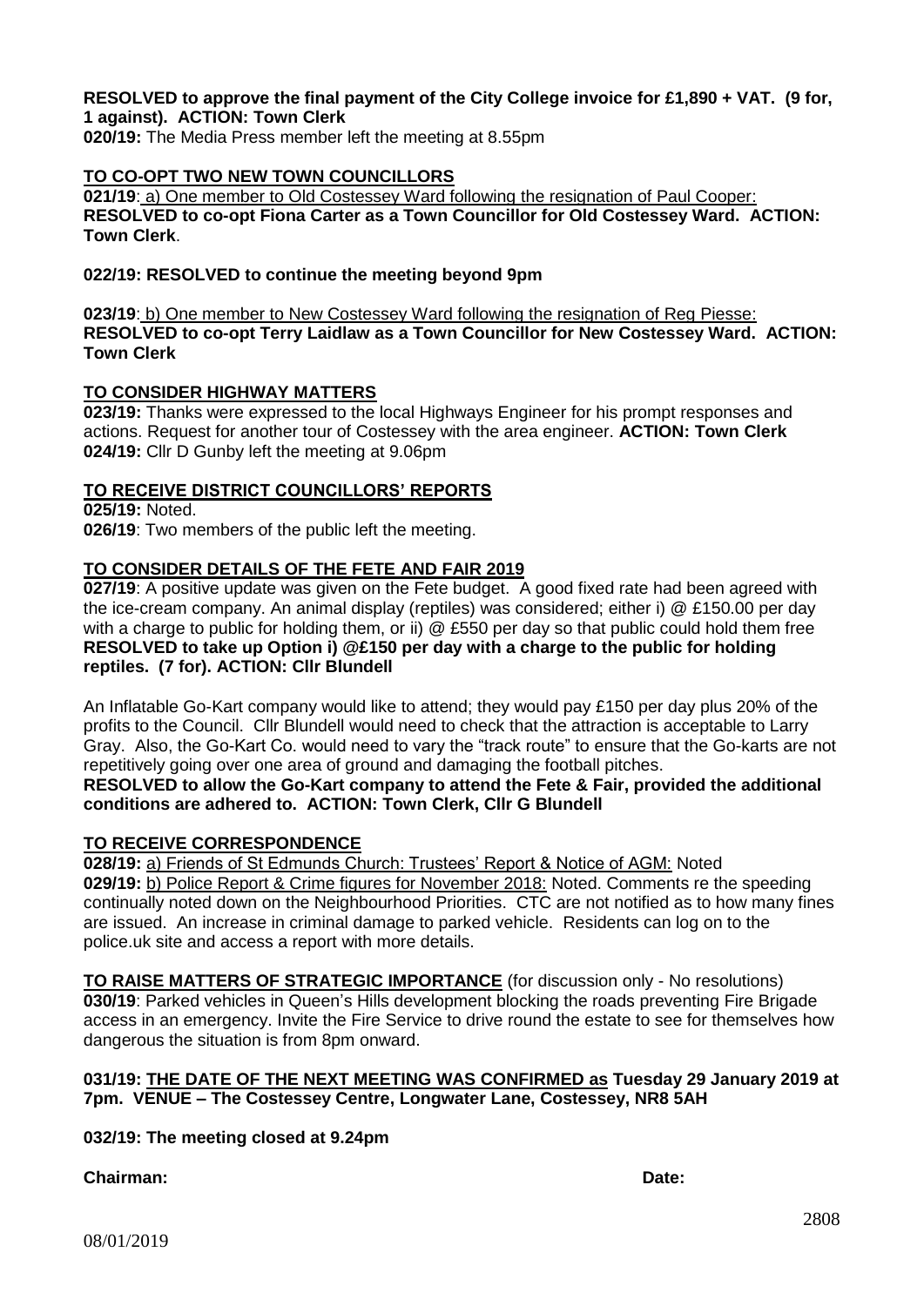**RESOLVED to approve the final payment of the City College invoice for £1,890 + VAT. (9 for, 1 against). ACTION: Town Clerk**

**020/19:** The Media Press member left the meeting at 8.55pm

## TO CO-OPT TWO NEW TOWN COUNCILLORS

**021/19**: a) One member to Old Costessey Ward following the resignation of Paul Cooper:
**RESOLVED to co-opt Fiona Carter as a Town Councillor for Old Costessey Ward. ACTION: Town Clerk**.

**022/19: RESOLVED to continue the meeting beyond 9pm**

**023/19**: b) One member to New Costessey Ward following the resignation of Reg Piesse:
**RESOLVED to co-opt Terry Laidlaw as a Town Councillor for New Costessey Ward. ACTION: Town Clerk**

## TO CONSIDER HIGHWAY MATTERS

**023/19:** Thanks were expressed to the local Highways Engineer for his prompt responses and actions. Request for another tour of Costessey with the area engineer. **ACTION: Town Clerk**
**024/19:** Cllr D Gunby left the meeting at 9.06pm

## TO RECEIVE DISTRICT COUNCILLORS' REPORTS

**025/19:** Noted.
**026/19**: Two members of the public left the meeting.

## TO CONSIDER DETAILS OF THE FETE AND FAIR 2019

**027/19**: A positive update was given on the Fete budget. A good fixed rate had been agreed with the ice-cream company. An animal display (reptiles) was considered; either i) @ £150.00 per day with a charge to public for holding them, or ii) @ £550 per day so that public could hold them free
**RESOLVED to take up Option i) @£150 per day with a charge to the public for holding reptiles. (7 for). ACTION: Cllr Blundell**

An Inflatable Go-Kart company would like to attend; they would pay £150 per day plus 20% of the profits to the Council. Cllr Blundell would need to check that the attraction is acceptable to Larry Gray. Also, the Go-Kart Co. would need to vary the "track route" to ensure that the Go-karts are not repetitively going over one area of ground and damaging the football pitches.
**RESOLVED to allow the Go-Kart company to attend the Fete & Fair, provided the additional conditions are adhered to. ACTION: Town Clerk, Cllr G Blundell**

## TO RECEIVE CORRESPONDENCE

**028/19:** a) Friends of St Edmunds Church: Trustees' Report & Notice of AGM: Noted
**029/19:** b) Police Report & Crime figures for November 2018: Noted. Comments re the speeding continually noted down on the Neighbourhood Priorities. CTC are not notified as to how many fines are issued. An increase in criminal damage to parked vehicle. Residents can log on to the police.uk site and access a report with more details.

**TO RAISE MATTERS OF STRATEGIC IMPORTANCE** (for discussion only - No resolutions)
**030/19**: Parked vehicles in Queen's Hills development blocking the roads preventing Fire Brigade access in an emergency. Invite the Fire Service to drive round the estate to see for themselves how dangerous the situation is from 8pm onward.

**031/19: THE DATE OF THE NEXT MEETING WAS CONFIRMED as Tuesday 29 January 2019 at 7pm. VENUE – The Costessey Centre, Longwater Lane, Costessey, NR8 5AH**

**032/19: The meeting closed at 9.24pm**

**Chairman:** **Date:**

2808

08/01/2019